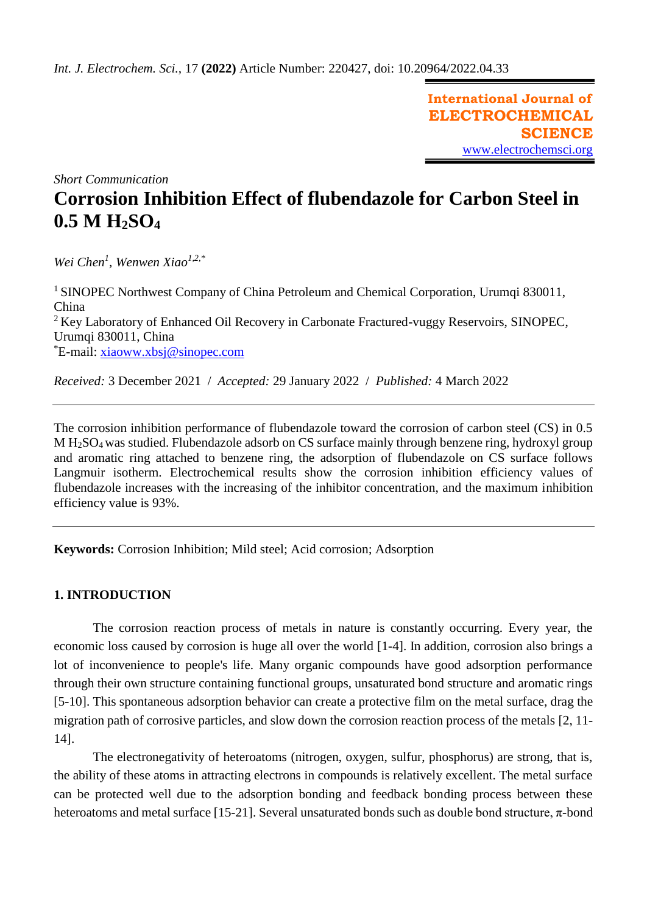*Int. J. Electrochem. Sci.*, 17 **(2022)** Article Number: 220427, doi: 10.20964/2022.04.33

**International Journal of ELECTROCHEMICAL SCIENCE**
www.electrochemsci.org

*Short Communication*

# Corrosion Inhibition Effect of flubendazole for Carbon Steel in 0.5 M $H_2SO_4$

*Wei Chen*[1], *Wenwen Xiao*[1,2,*]

[1] SINOPEC Northwest Company of China Petroleum and Chemical Corporation, Urumqi 830011, China
[2] Key Laboratory of Enhanced Oil Recovery in Carbonate Fractured-vuggy Reservoirs, SINOPEC, Urumqi 830011, China
[*]E-mail: xiaoww.xbsj@sinopec.com

*Received:* 3 December 2021 / *Accepted:* 29 January 2022 / *Published:* 4 March 2022

---

The corrosion inhibition performance of flubendazole toward the corrosion of carbon steel (CS) in 0.5 M $H_2SO_4$ was studied. Flubendazole adsorb on CS surface mainly through benzene ring, hydroxyl group and aromatic ring attached to benzene ring, the adsorption of flubendazole on CS surface follows Langmuir isotherm. Electrochemical results show the corrosion inhibition efficiency values of flubendazole increases with the increasing of the inhibitor concentration, and the maximum inhibition efficiency value is 93%.

---

**Keywords:** Corrosion Inhibition; Mild steel; Acid corrosion; Adsorption

## 1. INTRODUCTION

The corrosion reaction process of metals in nature is constantly occurring. Every year, the economic loss caused by corrosion is huge all over the world [1-4]. In addition, corrosion also brings a lot of inconvenience to people's life. Many organic compounds have good adsorption performance through their own structure containing functional groups, unsaturated bond structure and aromatic rings [5-10]. This spontaneous adsorption behavior can create a protective film on the metal surface, drag the migration path of corrosive particles, and slow down the corrosion reaction process of the metals [2, 11-14].

The electronegativity of heteroatoms (nitrogen, oxygen, sulfur, phosphorus) are strong, that is, the ability of these atoms in attracting electrons in compounds is relatively excellent. The metal surface can be protected well due to the adsorption bonding and feedback bonding process between these heteroatoms and metal surface [15-21]. Several unsaturated bonds such as double bond structure, π-bond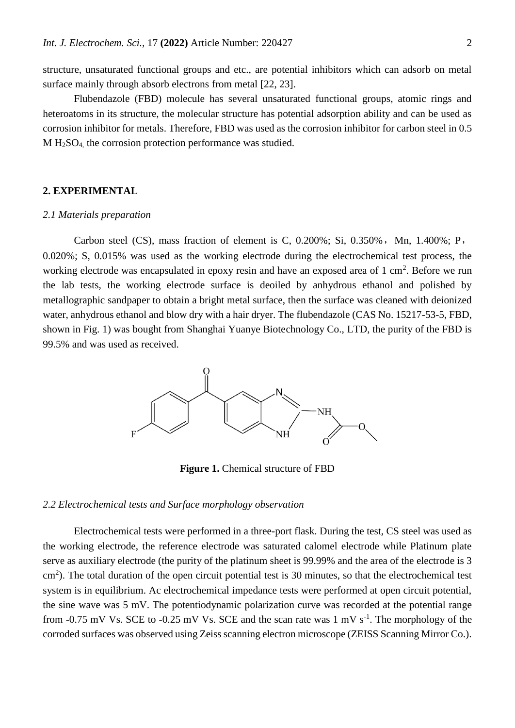structure, unsaturated functional groups and etc., are potential inhibitors which can adsorb on metal surface mainly through absorb electrons from metal [22, 23].

Flubendazole (FBD) molecule has several unsaturated functional groups, atomic rings and heteroatoms in its structure, the molecular structure has potential adsorption ability and can be used as corrosion inhibitor for metals. Therefore, FBD was used as the corrosion inhibitor for carbon steel in 0.5 M $H_2SO_4$, the corrosion protection performance was studied.

## 2. EXPERIMENTAL

### *2.1 Materials preparation*

Carbon steel (CS), mass fraction of element is C, 0.200%; Si, 0.350%，Mn, 1.400%; P，0.020%; S, 0.015% was used as the working electrode during the electrochemical test process, the working electrode was encapsulated in epoxy resin and have an exposed area of 1 $cm^2$. Before we run the lab tests, the working electrode surface is deoiled by anhydrous ethanol and polished by metallographic sandpaper to obtain a bright metal surface, then the surface was cleaned with deionized water, anhydrous ethanol and blow dry with a hair dryer. The flubendazole (CAS No. 15217-53-5, FBD, shown in Fig. 1) was bought from Shanghai Yuanye Biotechnology Co., LTD, the purity of the FBD is 99.5% and was used as received.

**Figure 1.** Chemical structure of FBD

### *2.2 Electrochemical tests and Surface morphology observation*

Electrochemical tests were performed in a three-port flask. During the test, CS steel was used as the working electrode, the reference electrode was saturated calomel electrode while Platinum plate serve as auxiliary electrode (the purity of the platinum sheet is 99.99% and the area of the electrode is 3 $cm^2$). The total duration of the open circuit potential test is 30 minutes, so that the electrochemical test system is in equilibrium. Ac electrochemical impedance tests were performed at open circuit potential, the sine wave was 5 mV. The potentiodynamic polarization curve was recorded at the potential range from -0.75 mV Vs. SCE to -0.25 mV Vs. SCE and the scan rate was 1 mV $s^{-1}$. The morphology of the corroded surfaces was observed using Zeiss scanning electron microscope (ZEISS Scanning Mirror Co.).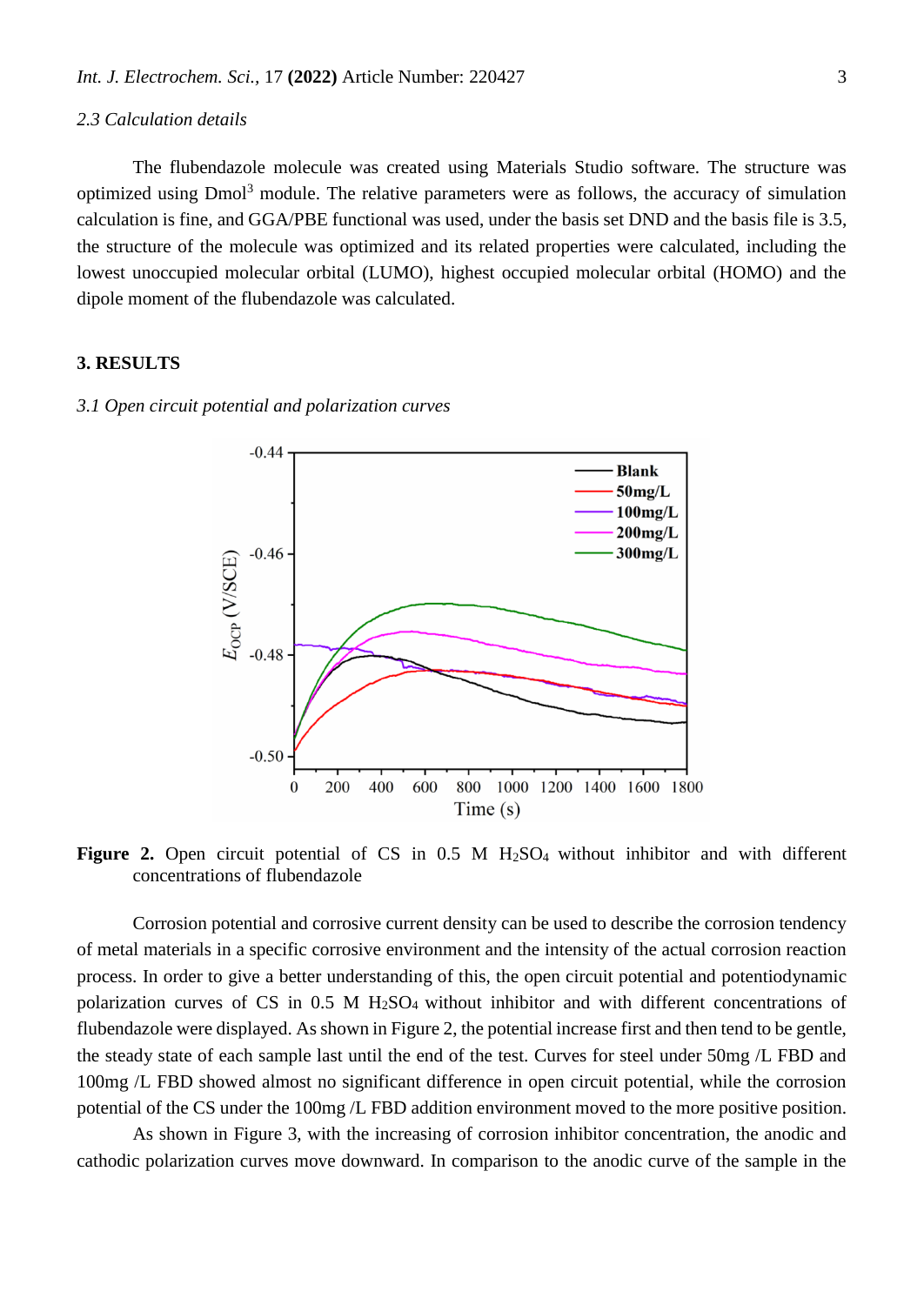*2.3 Calculation details*

The flubendazole molecule was created using Materials Studio software. The structure was optimized using Dmol$^3$ module. The relative parameters were as follows, the accuracy of simulation calculation is fine, and GGA/PBE functional was used, under the basis set DND and the basis file is 3.5, the structure of the molecule was optimized and its related properties were calculated, including the lowest unoccupied molecular orbital (LUMO), highest occupied molecular orbital (HOMO) and the dipole moment of the flubendazole was calculated.

## 3. RESULTS

*3.1 Open circuit potential and polarization curves*

**Figure 2.** Open circuit potential of CS in 0.5 M $H_2SO_4$ without inhibitor and with different concentrations of flubendazole

Corrosion potential and corrosive current density can be used to describe the corrosion tendency of metal materials in a specific corrosive environment and the intensity of the actual corrosion reaction process. In order to give a better understanding of this, the open circuit potential and potentiodynamic polarization curves of CS in 0.5 M $H_2SO_4$ without inhibitor and with different concentrations of flubendazole were displayed. As shown in Figure 2, the potential increase first and then tend to be gentle, the steady state of each sample last until the end of the test. Curves for steel under 50mg /L FBD and 100mg /L FBD showed almost no significant difference in open circuit potential, while the corrosion potential of the CS under the 100mg /L FBD addition environment moved to the more positive position.

As shown in Figure 3, with the increasing of corrosion inhibitor concentration, the anodic and cathodic polarization curves move downward. In comparison to the anodic curve of the sample in the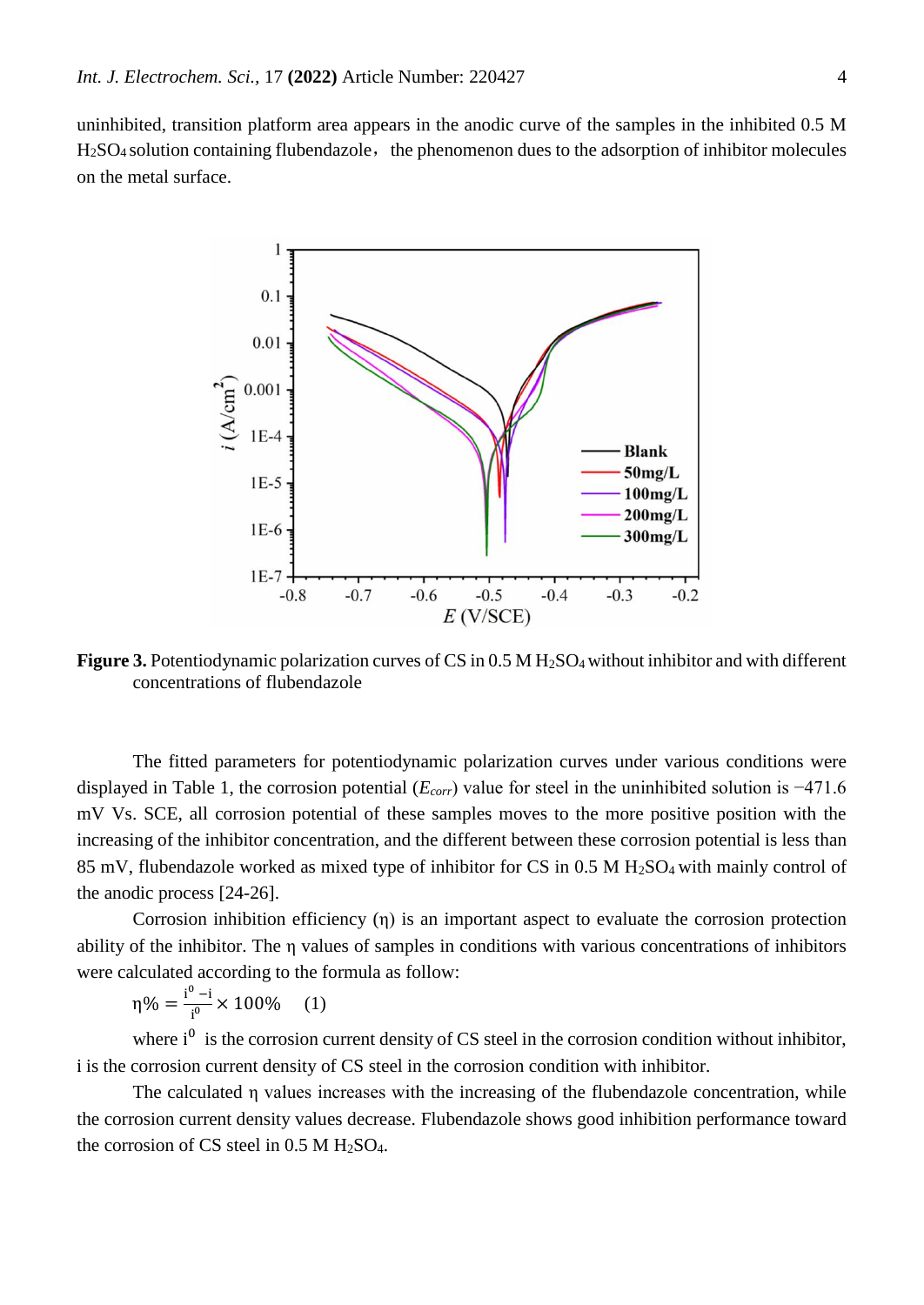uninhibited, transition platform area appears in the anodic curve of the samples in the inhibited 0.5 M $H_2SO_4$ solution containing flubendazole, the phenomenon dues to the adsorption of inhibitor molecules on the metal surface.

**Figure 3.** Potentiodynamic polarization curves of CS in 0.5 M $H_2SO_4$ without inhibitor and with different concentrations of flubendazole

The fitted parameters for potentiodynamic polarization curves under various conditions were displayed in Table 1, the corrosion potential ($E_{corr}$) value for steel in the uninhibited solution is −471.6 mV Vs. SCE, all corrosion potential of these samples moves to the more positive position with the increasing of the inhibitor concentration, and the different between these corrosion potential is less than 85 mV, flubendazole worked as mixed type of inhibitor for CS in 0.5 M $H_2SO_4$ with mainly control of the anodic process [24-26].

Corrosion inhibition efficiency (η) is an important aspect to evaluate the corrosion protection ability of the inhibitor. The η values of samples in conditions with various concentrations of inhibitors were calculated according to the formula as follow:

$$\eta\% = \frac{i^0 - i}{i^0} \times 100\% \quad (1)$$

where $i^0$ is the corrosion current density of CS steel in the corrosion condition without inhibitor, i is the corrosion current density of CS steel in the corrosion condition with inhibitor.

The calculated η values increases with the increasing of the flubendazole concentration, while the corrosion current density values decrease. Flubendazole shows good inhibition performance toward the corrosion of CS steel in 0.5 M $H_2SO_4$.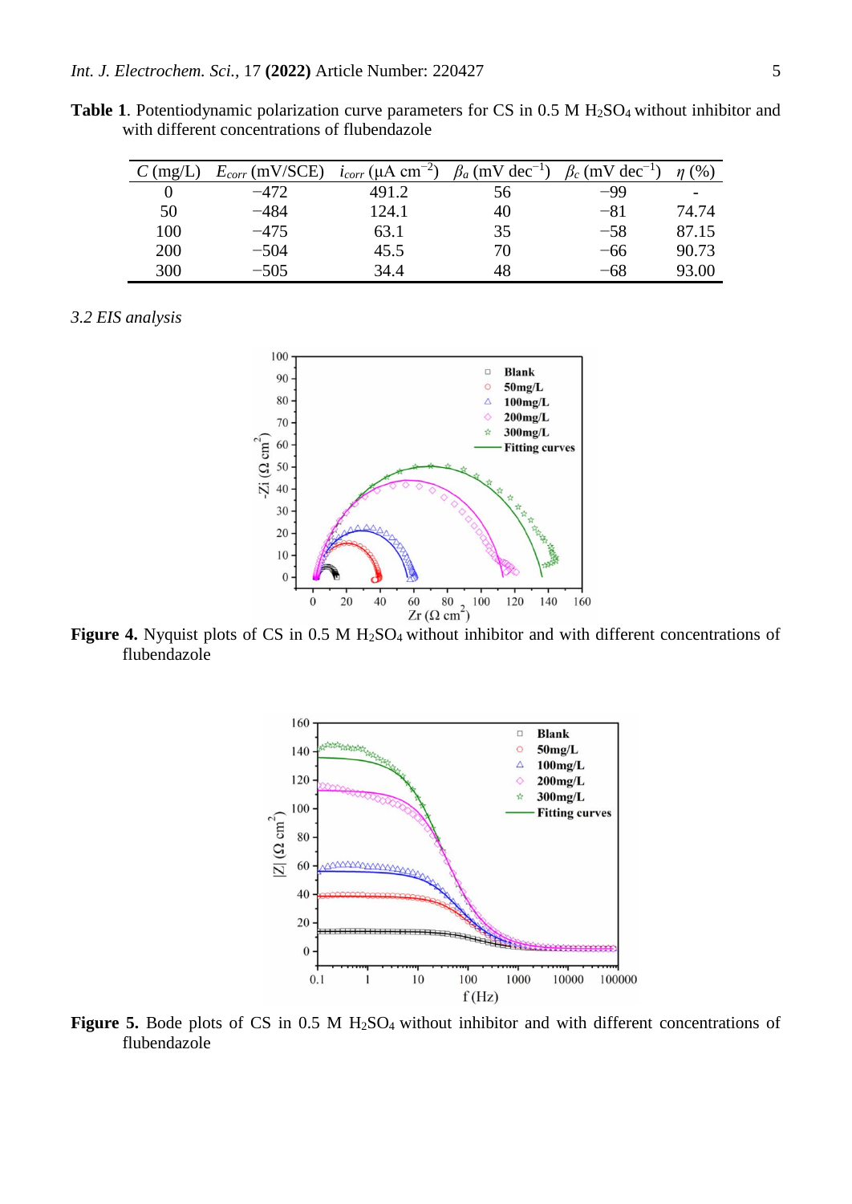**Table 1**. Potentiodynamic polarization curve parameters for CS in 0.5 M $H_2SO_4$ without inhibitor and with different concentrations of flubendazole

| $C$ (mg/L) | $E_{corr}$ (mV/SCE) | $i_{corr}$ (μA cm$^{-2}$) | $\beta_a$ (mV dec$^{-1}$) | $\beta_c$ (mV dec$^{-1}$) | $\eta$ (%) |
|---|---|---|---|---|---|
| 0 | −472 | 491.2 | 56 | −99 | - |
| 50 | −484 | 124.1 | 40 | −81 | 74.74 |
| 100 | −475 | 63.1 | 35 | −58 | 87.15 |
| 200 | −504 | 45.5 | 70 | −66 | 90.73 |
| 300 | −505 | 34.4 | 48 | −68 | 93.00 |

*3.2 EIS analysis*

**Figure 4.** Nyquist plots of CS in 0.5 M $H_2SO_4$ without inhibitor and with different concentrations of flubendazole

**Figure 5.** Bode plots of CS in 0.5 M $H_2SO_4$ without inhibitor and with different concentrations of flubendazole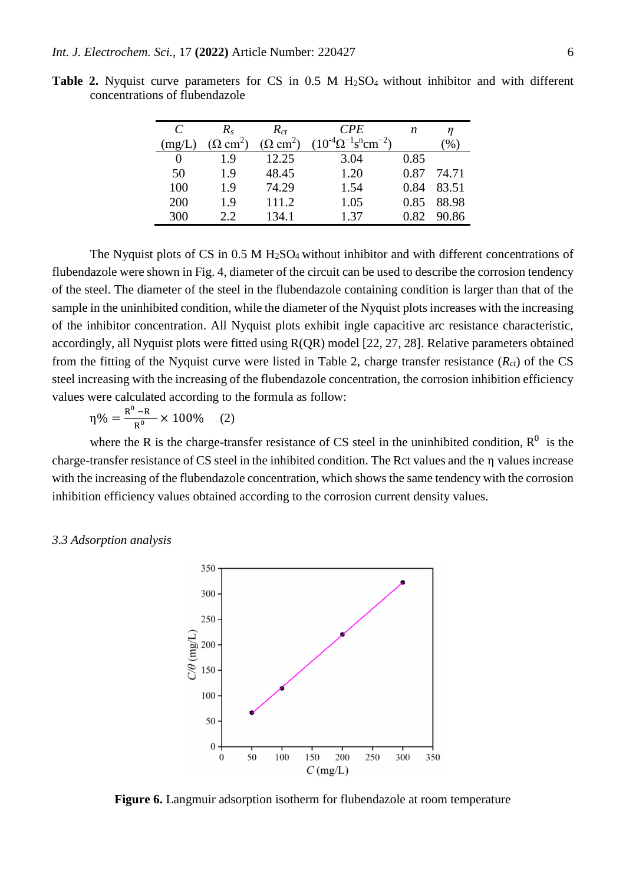**Table 2.** Nyquist curve parameters for CS in 0.5 M $H_2SO_4$ without inhibitor and with different concentrations of flubendazole

| $C$ (mg/L) | $R_s$ ($\Omega$ cm$^2$) | $R_{ct}$ ($\Omega$ cm$^2$) | $CPE$ ($10^{-4}\Omega^{-1}$s$^n$cm$^{-2}$) | $n$ | $\eta$ (%) |
|---|---|---|---|---|---|
| 0 | 1.9 | 12.25 | 3.04 | 0.85 | |
| 50 | 1.9 | 48.45 | 1.20 | 0.87 | 74.71 |
| 100 | 1.9 | 74.29 | 1.54 | 0.84 | 83.51 |
| 200 | 1.9 | 111.2 | 1.05 | 0.85 | 88.98 |
| 300 | 2.2 | 134.1 | 1.37 | 0.82 | 90.86 |

The Nyquist plots of CS in 0.5 M $H_2SO_4$ without inhibitor and with different concentrations of flubendazole were shown in Fig. 4, diameter of the circuit can be used to describe the corrosion tendency of the steel. The diameter of the steel in the flubendazole containing condition is larger than that of the sample in the uninhibited condition, while the diameter of the Nyquist plots increases with the increasing of the inhibitor concentration. All Nyquist plots exhibit ingle capacitive arc resistance characteristic, accordingly, all Nyquist plots were fitted using R(QR) model [22, 27, 28]. Relative parameters obtained from the fitting of the Nyquist curve were listed in Table 2, charge transfer resistance ($R_{ct}$) of the CS steel increasing with the increasing of the flubendazole concentration, the corrosion inhibition efficiency values were calculated according to the formula as follow:

$$\eta\% = \frac{R^0 - R}{R^0} \times 100\% \quad (2)$$

where the R is the charge-transfer resistance of CS steel in the uninhibited condition, $R^0$ is the charge-transfer resistance of CS steel in the inhibited condition. The Rct values and the η values increase with the increasing of the flubendazole concentration, which shows the same tendency with the corrosion inhibition efficiency values obtained according to the corrosion current density values.

### *3.3 Adsorption analysis*

**Figure 6.** Langmuir adsorption isotherm for flubendazole at room temperature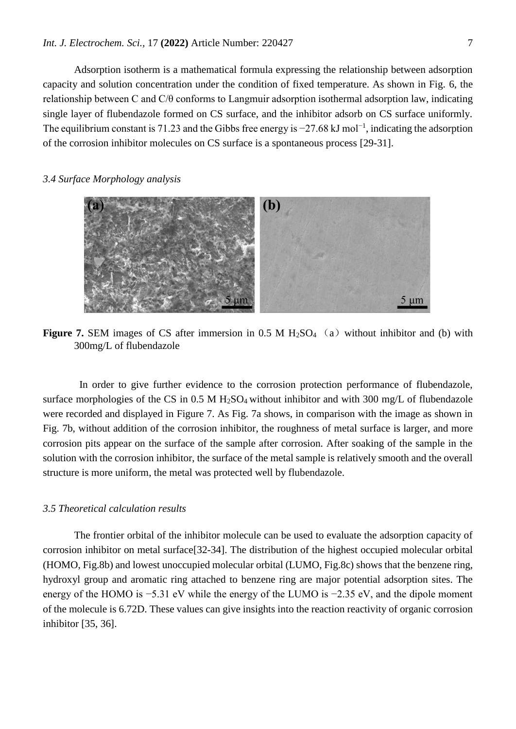Adsorption isotherm is a mathematical formula expressing the relationship between adsorption capacity and solution concentration under the condition of fixed temperature. As shown in Fig. 6, the relationship between C and C/θ conforms to Langmuir adsorption isothermal adsorption law, indicating single layer of flubendazole formed on CS surface, and the inhibitor adsorb on CS surface uniformly. The equilibrium constant is 71.23 and the Gibbs free energy is −27.68 kJ mol$^{-1}$, indicating the adsorption of the corrosion inhibitor molecules on CS surface is a spontaneous process [29-31].

### *3.4 Surface Morphology analysis*

**Figure 7.** SEM images of CS after immersion in 0.5 M $H_2SO_4$ （a）without inhibitor and (b) with 300mg/L of flubendazole

In order to give further evidence to the corrosion protection performance of flubendazole, surface morphologies of the CS in 0.5 M $H_2SO_4$ without inhibitor and with 300 mg/L of flubendazole were recorded and displayed in Figure 7. As Fig. 7a shows, in comparison with the image as shown in Fig. 7b, without addition of the corrosion inhibitor, the roughness of metal surface is larger, and more corrosion pits appear on the surface of the sample after corrosion. After soaking of the sample in the solution with the corrosion inhibitor, the surface of the metal sample is relatively smooth and the overall structure is more uniform, the metal was protected well by flubendazole.

### *3.5 Theoretical calculation results*

The frontier orbital of the inhibitor molecule can be used to evaluate the adsorption capacity of corrosion inhibitor on metal surface[32-34]. The distribution of the highest occupied molecular orbital (HOMO, Fig.8b) and lowest unoccupied molecular orbital (LUMO, Fig.8c) shows that the benzene ring, hydroxyl group and aromatic ring attached to benzene ring are major potential adsorption sites. The energy of the HOMO is −5.31 eV while the energy of the LUMO is −2.35 eV, and the dipole moment of the molecule is 6.72D. These values can give insights into the reaction reactivity of organic corrosion inhibitor [35, 36].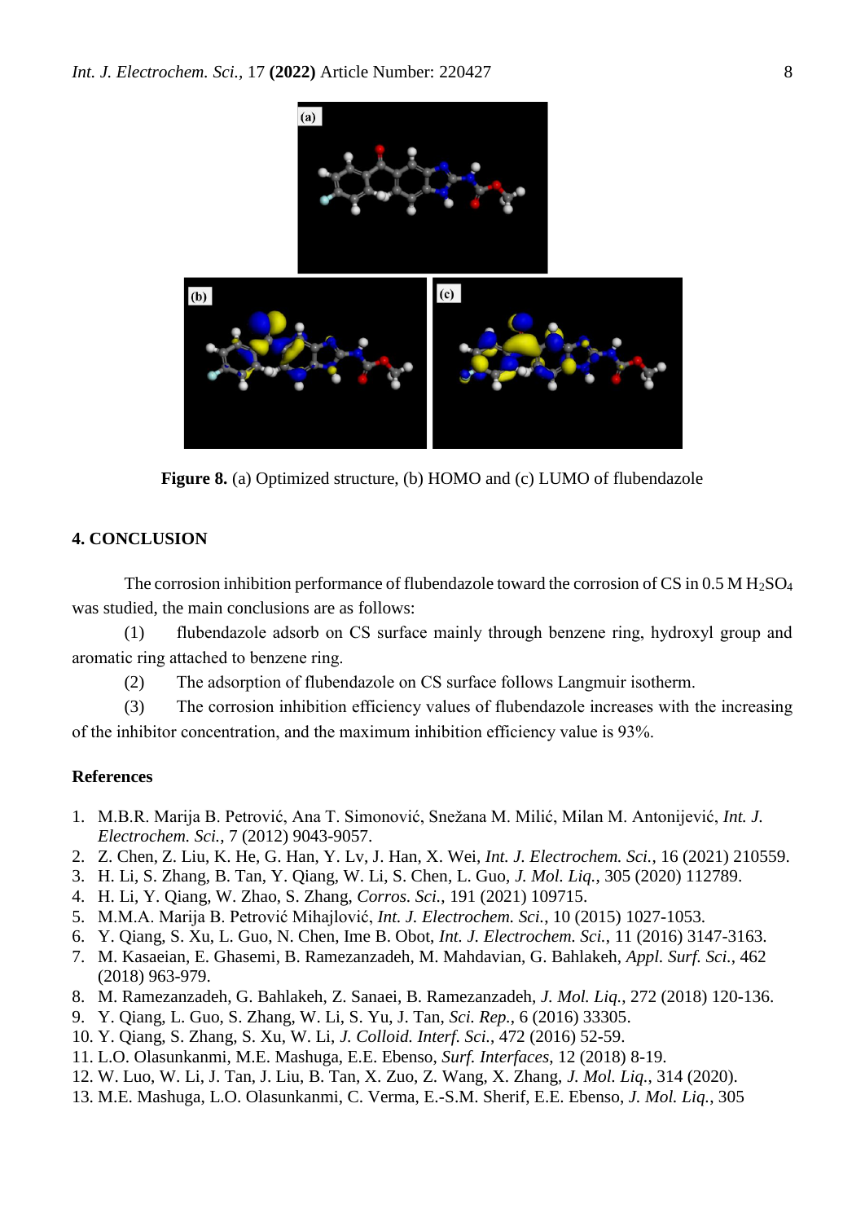Figure 8. (a) Optimized structure, (b) HOMO and (c) LUMO of flubendazole

## 4. CONCLUSION

The corrosion inhibition performance of flubendazole toward the corrosion of CS in 0.5 M $H_2SO_4$ was studied, the main conclusions are as follows:

(1) flubendazole adsorb on CS surface mainly through benzene ring, hydroxyl group and aromatic ring attached to benzene ring.

(2) The adsorption of flubendazole on CS surface follows Langmuir isotherm.

(3) The corrosion inhibition efficiency values of flubendazole increases with the increasing of the inhibitor concentration, and the maximum inhibition efficiency value is 93%.

## References

1. M.B.R. Marija B. Petrović, Ana T. Simonović, Snežana M. Milić, Milan M. Antonijević, *Int. J. Electrochem. Sci.*, 7 (2012) 9043-9057.
2. Z. Chen, Z. Liu, K. He, G. Han, Y. Lv, J. Han, X. Wei, *Int. J. Electrochem. Sci.*, 16 (2021) 210559.
3. H. Li, S. Zhang, B. Tan, Y. Qiang, W. Li, S. Chen, L. Guo, *J. Mol. Liq.*, 305 (2020) 112789.
4. H. Li, Y. Qiang, W. Zhao, S. Zhang, *Corros. Sci.*, 191 (2021) 109715.
5. M.M.A. Marija B. Petrović Mihajlović, *Int. J. Electrochem. Sci.*, 10 (2015) 1027-1053.
6. Y. Qiang, S. Xu, L. Guo, N. Chen, Ime B. Obot, *Int. J. Electrochem. Sci.*, 11 (2016) 3147-3163.
7. M. Kasaeian, E. Ghasemi, B. Ramezanzadeh, M. Mahdavian, G. Bahlakeh, *Appl. Surf. Sci.*, 462 (2018) 963-979.
8. M. Ramezanzadeh, G. Bahlakeh, Z. Sanaei, B. Ramezanzadeh, *J. Mol. Liq.*, 272 (2018) 120-136.
9. Y. Qiang, L. Guo, S. Zhang, W. Li, S. Yu, J. Tan, *Sci. Rep.*, 6 (2016) 33305.
10. Y. Qiang, S. Zhang, S. Xu, W. Li, *J. Colloid. Interf. Sci.*, 472 (2016) 52-59.
11. L.O. Olasunkanmi, M.E. Mashuga, E.E. Ebenso, *Surf. Interfaces*, 12 (2018) 8-19.
12. W. Luo, W. Li, J. Tan, J. Liu, B. Tan, X. Zuo, Z. Wang, X. Zhang, *J. Mol. Liq.*, 314 (2020).
13. M.E. Mashuga, L.O. Olasunkanmi, C. Verma, E.-S.M. Sherif, E.E. Ebenso, *J. Mol. Liq.*, 305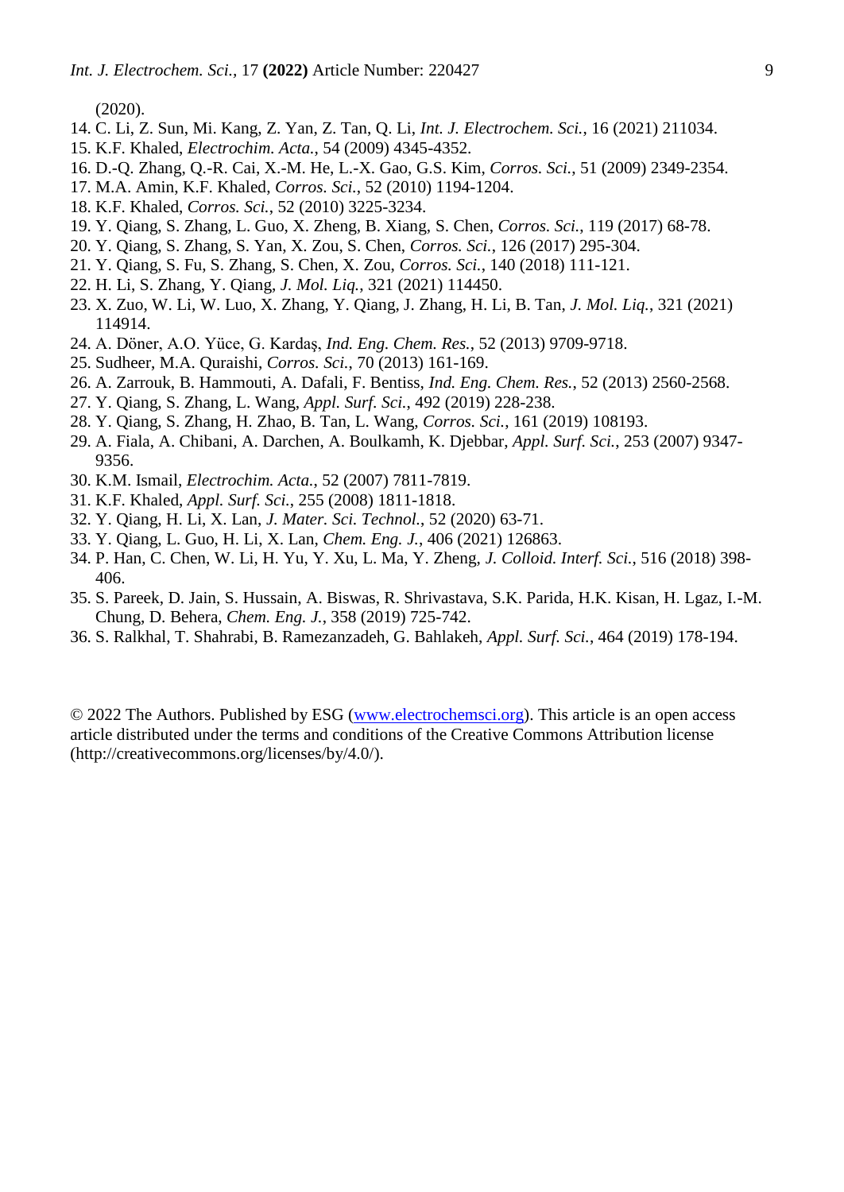(2020).

14. C. Li, Z. Sun, Mi. Kang, Z. Yan, Z. Tan, Q. Li, *Int. J. Electrochem. Sci.*, 16 (2021) 211034.
15. K.F. Khaled, *Electrochim. Acta.*, 54 (2009) 4345-4352.
16. D.-Q. Zhang, Q.-R. Cai, X.-M. He, L.-X. Gao, G.S. Kim, *Corros. Sci.*, 51 (2009) 2349-2354.
17. M.A. Amin, K.F. Khaled, *Corros. Sci.*, 52 (2010) 1194-1204.
18. K.F. Khaled, *Corros. Sci.*, 52 (2010) 3225-3234.
19. Y. Qiang, S. Zhang, L. Guo, X. Zheng, B. Xiang, S. Chen, *Corros. Sci.*, 119 (2017) 68-78.
20. Y. Qiang, S. Zhang, S. Yan, X. Zou, S. Chen, *Corros. Sci.*, 126 (2017) 295-304.
21. Y. Qiang, S. Fu, S. Zhang, S. Chen, X. Zou, *Corros. Sci.*, 140 (2018) 111-121.
22. H. Li, S. Zhang, Y. Qiang, *J. Mol. Liq.*, 321 (2021) 114450.
23. X. Zuo, W. Li, W. Luo, X. Zhang, Y. Qiang, J. Zhang, H. Li, B. Tan, *J. Mol. Liq.*, 321 (2021) 114914.
24. A. Döner, A.O. Yüce, G. Kardaş, *Ind. Eng. Chem. Res.*, 52 (2013) 9709-9718.
25. Sudheer, M.A. Quraishi, *Corros. Sci.*, 70 (2013) 161-169.
26. A. Zarrouk, B. Hammouti, A. Dafali, F. Bentiss, *Ind. Eng. Chem. Res.*, 52 (2013) 2560-2568.
27. Y. Qiang, S. Zhang, L. Wang, *Appl. Surf. Sci.*, 492 (2019) 228-238.
28. Y. Qiang, S. Zhang, H. Zhao, B. Tan, L. Wang, *Corros. Sci.*, 161 (2019) 108193.
29. A. Fiala, A. Chibani, A. Darchen, A. Boulkamh, K. Djebbar, *Appl. Surf. Sci.*, 253 (2007) 9347-9356.
30. K.M. Ismail, *Electrochim. Acta.*, 52 (2007) 7811-7819.
31. K.F. Khaled, *Appl. Surf. Sci.*, 255 (2008) 1811-1818.
32. Y. Qiang, H. Li, X. Lan, *J. Mater. Sci. Technol.*, 52 (2020) 63-71.
33. Y. Qiang, L. Guo, H. Li, X. Lan, *Chem. Eng. J.*, 406 (2021) 126863.
34. P. Han, C. Chen, W. Li, H. Yu, Y. Xu, L. Ma, Y. Zheng, *J. Colloid. Interf. Sci.*, 516 (2018) 398-406.
35. S. Pareek, D. Jain, S. Hussain, A. Biswas, R. Shrivastava, S.K. Parida, H.K. Kisan, H. Lgaz, I.-M. Chung, D. Behera, *Chem. Eng. J.*, 358 (2019) 725-742.
36. S. Ralkhal, T. Shahrabi, B. Ramezanzadeh, G. Bahlakeh, *Appl. Surf. Sci.*, 464 (2019) 178-194.

© 2022 The Authors. Published by ESG (www.electrochemsci.org). This article is an open access article distributed under the terms and conditions of the Creative Commons Attribution license (http://creativecommons.org/licenses/by/4.0/).